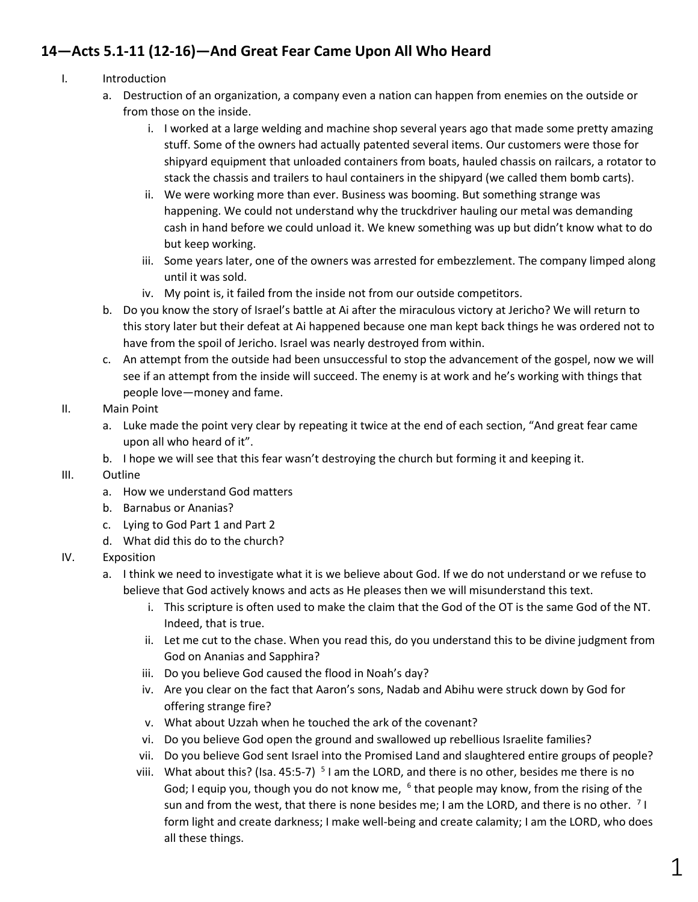## 14—Acts 5.1-11 (12-16)—And Great Fear Came Upon All Who Heard

I. Introduction

   a. Destruction of an organization, a company even a nation can happen from enemies on the outside or from those on the inside.

      i. I worked at a large welding and machine shop several years ago that made some pretty amazing stuff. Some of the owners had actually patented several items. Our customers were those for shipyard equipment that unloaded containers from boats, hauled chassis on railcars, a rotator to stack the chassis and trailers to haul containers in the shipyard (we called them bomb carts).

      ii. We were working more than ever. Business was booming. But something strange was happening. We could not understand why the truckdriver hauling our metal was demanding cash in hand before we could unload it. We knew something was up but didn't know what to do but keep working.

      iii. Some years later, one of the owners was arrested for embezzlement. The company limped along until it was sold.

      iv. My point is, it failed from the inside not from our outside competitors.

   b. Do you know the story of Israel's battle at Ai after the miraculous victory at Jericho? We will return to this story later but their defeat at Ai happened because one man kept back things he was ordered not to have from the spoil of Jericho. Israel was nearly destroyed from within.

   c. An attempt from the outside had been unsuccessful to stop the advancement of the gospel, now we will see if an attempt from the inside will succeed. The enemy is at work and he's working with things that people love—money and fame.

II. Main Point

   a. Luke made the point very clear by repeating it twice at the end of each section, "And great fear came upon all who heard of it".

   b. I hope we will see that this fear wasn't destroying the church but forming it and keeping it.

III. Outline

   a. How we understand God matters

   b. Barnabus or Ananias?

   c. Lying to God Part 1 and Part 2

   d. What did this do to the church?

IV. Exposition

   a. I think we need to investigate what it is we believe about God. If we do not understand or we refuse to believe that God actively knows and acts as He pleases then we will misunderstand this text.

      i. This scripture is often used to make the claim that the God of the OT is the same God of the NT. Indeed, that is true.

      ii. Let me cut to the chase. When you read this, do you understand this to be divine judgment from God on Ananias and Sapphira?

      iii. Do you believe God caused the flood in Noah's day?

      iv. Are you clear on the fact that Aaron's sons, Nadab and Abihu were struck down by God for offering strange fire?

      v. What about Uzzah when he touched the ark of the covenant?

      vi. Do you believe God open the ground and swallowed up rebellious Israelite families?

      vii. Do you believe God sent Israel into the Promised Land and slaughtered entire groups of people?

      viii. What about this? (Isa. 45:5-7) [5] I am the LORD, and there is no other, besides me there is no God; I equip you, though you do not know me, [6] that people may know, from the rising of the sun and from the west, that there is none besides me; I am the LORD, and there is no other. [7] I form light and create darkness; I make well-being and create calamity; I am the LORD, who does all these things.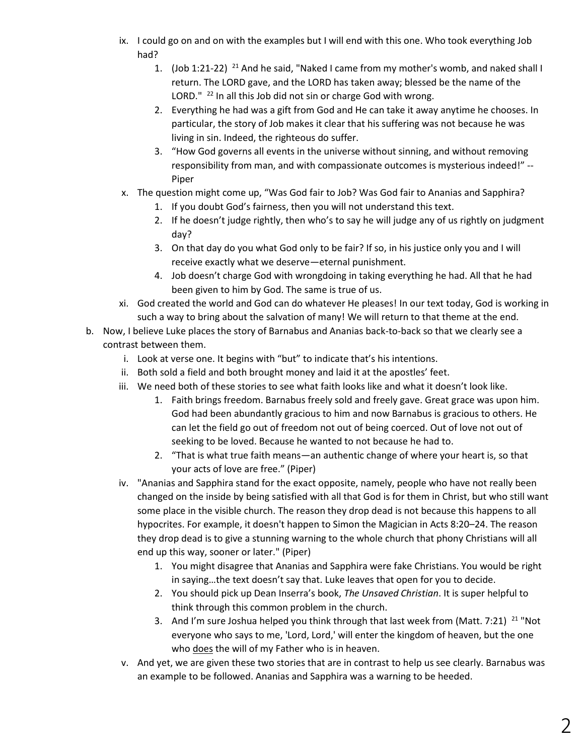ix. I could go on and on with the examples but I will end with this one. Who took everything Job had?
    1. (Job 1:21-22) [21] And he said, "Naked I came from my mother's womb, and naked shall I return. The LORD gave, and the LORD has taken away; blessed be the name of the LORD." [22] In all this Job did not sin or charge God with wrong.
    2. Everything he had was a gift from God and He can take it away anytime he chooses. In particular, the story of Job makes it clear that his suffering was not because he was living in sin. Indeed, the righteous do suffer.
    3. "How God governs all events in the universe without sinning, and without removing responsibility from man, and with compassionate outcomes is mysterious indeed!" -- Piper

x. The question might come up, "Was God fair to Job? Was God fair to Ananias and Sapphira?
    1. If you doubt God's fairness, then you will not understand this text.
    2. If he doesn't judge rightly, then who's to say he will judge any of us rightly on judgment day?
    3. On that day do you what God only to be fair? If so, in his justice only you and I will receive exactly what we deserve—eternal punishment.
    4. Job doesn't charge God with wrongdoing in taking everything he had. All that he had been given to him by God. The same is true of us.

xi. God created the world and God can do whatever He pleases! In our text today, God is working in such a way to bring about the salvation of many! We will return to that theme at the end.

b. Now, I believe Luke places the story of Barnabus and Ananias back-to-back so that we clearly see a contrast between them.

i. Look at verse one. It begins with "but" to indicate that's his intentions.

ii. Both sold a field and both brought money and laid it at the apostles' feet.

iii. We need both of these stories to see what faith looks like and what it doesn't look like.
    1. Faith brings freedom. Barnabus freely sold and freely gave. Great grace was upon him. God had been abundantly gracious to him and now Barnabus is gracious to others. He can let the field go out of freedom not out of being coerced. Out of love not out of seeking to be loved. Because he wanted to not because he had to.
    2. "That is what true faith means—an authentic change of where your heart is, so that your acts of love are free." (Piper)

iv. "Ananias and Sapphira stand for the exact opposite, namely, people who have not really been changed on the inside by being satisfied with all that God is for them in Christ, but who still want some place in the visible church. The reason they drop dead is not because this happens to all hypocrites. For example, it doesn't happen to Simon the Magician in Acts 8:20–24. The reason they drop dead is to give a stunning warning to the whole church that phony Christians will all end up this way, sooner or later." (Piper)
    1. You might disagree that Ananias and Sapphira were fake Christians. You would be right in saying…the text doesn't say that. Luke leaves that open for you to decide.
    2. You should pick up Dean Inserra's book, *The Unsaved Christian*. It is super helpful to think through this common problem in the church.
    3. And I'm sure Joshua helped you think through that last week from (Matt. 7:21) [21] "Not everyone who says to me, 'Lord, Lord,' will enter the kingdom of heaven, but the one who <u>does</u> the will of my Father who is in heaven.

v. And yet, we are given these two stories that are in contrast to help us see clearly. Barnabus was an example to be followed. Ananias and Sapphira was a warning to be heeded.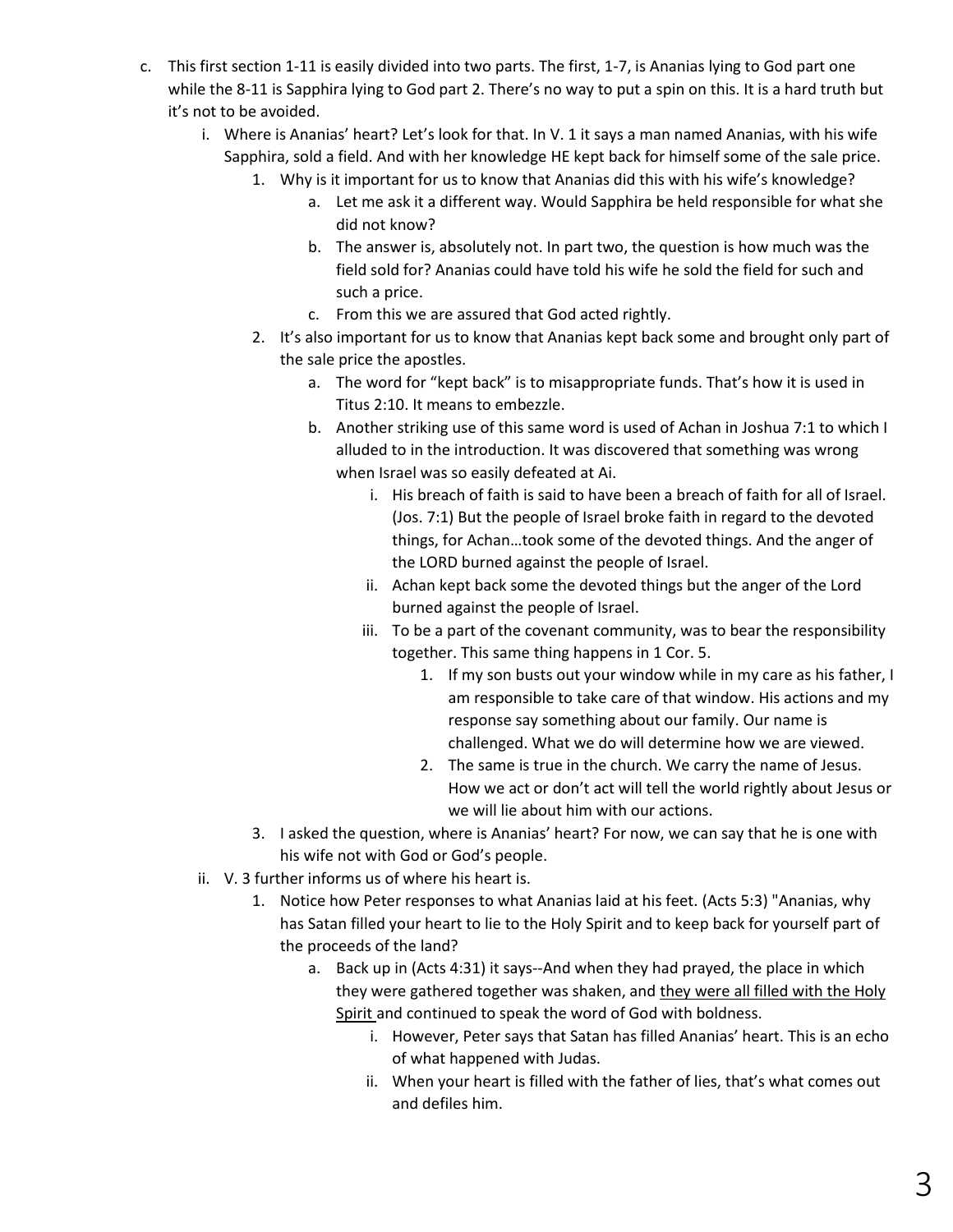c. This first section 1-11 is easily divided into two parts. The first, 1-7, is Ananias lying to God part one while the 8-11 is Sapphira lying to God part 2. There's no way to put a spin on this. It is a hard truth but it's not to be avoided.

   i. Where is Ananias' heart? Let's look for that. In V. 1 it says a man named Ananias, with his wife Sapphira, sold a field. And with her knowledge HE kept back for himself some of the sale price.

      1. Why is it important for us to know that Ananias did this with his wife's knowledge?

         a. Let me ask it a different way. Would Sapphira be held responsible for what she did not know?

         b. The answer is, absolutely not. In part two, the question is how much was the field sold for? Ananias could have told his wife he sold the field for such and such a price.

         c. From this we are assured that God acted rightly.

      2. It's also important for us to know that Ananias kept back some and brought only part of the sale price the apostles.

         a. The word for "kept back" is to misappropriate funds. That's how it is used in Titus 2:10. It means to embezzle.

         b. Another striking use of this same word is used of Achan in Joshua 7:1 to which I alluded to in the introduction. It was discovered that something was wrong when Israel was so easily defeated at Ai.

            i. His breach of faith is said to have been a breach of faith for all of Israel. (Jos. 7:1) But the people of Israel broke faith in regard to the devoted things, for Achan…took some of the devoted things. And the anger of the LORD burned against the people of Israel.

            ii. Achan kept back some the devoted things but the anger of the Lord burned against the people of Israel.

            iii. To be a part of the covenant community, was to bear the responsibility together. This same thing happens in 1 Cor. 5.

               1. If my son busts out your window while in my care as his father, I am responsible to take care of that window. His actions and my response say something about our family. Our name is challenged. What we do will determine how we are viewed.

               2. The same is true in the church. We carry the name of Jesus. How we act or don't act will tell the world rightly about Jesus or we will lie about him with our actions.

      3. I asked the question, where is Ananias' heart? For now, we can say that he is one with his wife not with God or God's people.

   ii. V. 3 further informs us of where his heart is.

      1. Notice how Peter responses to what Ananias laid at his feet. (Acts 5:3) "Ananias, why has Satan filled your heart to lie to the Holy Spirit and to keep back for yourself part of the proceeds of the land?

         a. Back up in (Acts 4:31) it says--And when they had prayed, the place in which they were gathered together was shaken, and <u>they were all filled with the Holy Spirit</u> and continued to speak the word of God with boldness.

            i. However, Peter says that Satan has filled Ananias' heart. This is an echo of what happened with Judas.

            ii. When your heart is filled with the father of lies, that's what comes out and defiles him.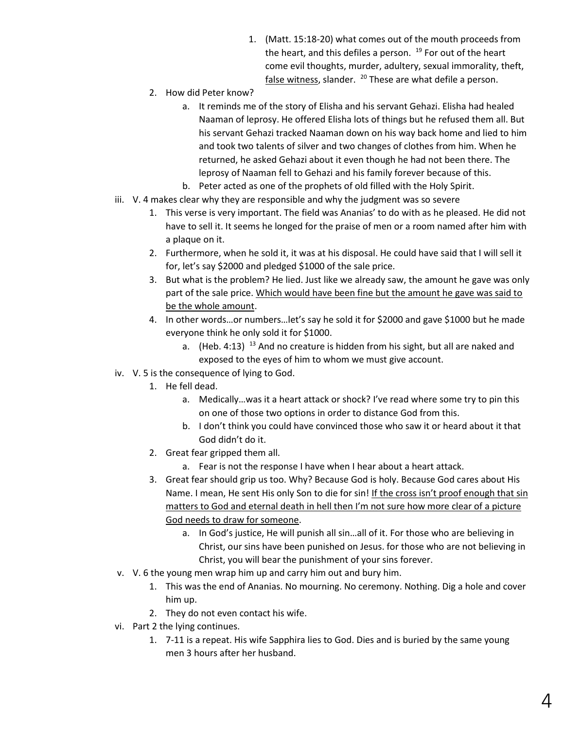1. (Matt. 15:18-20) what comes out of the mouth proceeds from the heart, and this defiles a person. [19] For out of the heart come evil thoughts, murder, adultery, sexual immorality, theft, <u>false witness</u>, slander. [20] These are what defile a person.
   2. How did Peter know?
      a. It reminds me of the story of Elisha and his servant Gehazi. Elisha had healed Naaman of leprosy. He offered Elisha lots of things but he refused them all. But his servant Gehazi tracked Naaman down on his way back home and lied to him and took two talents of silver and two changes of clothes from him. When he returned, he asked Gehazi about it even though he had not been there. The leprosy of Naaman fell to Gehazi and his family forever because of this.
      b. Peter acted as one of the prophets of old filled with the Holy Spirit.

iii. V. 4 makes clear why they are responsible and why the judgment was so severe
   1. This verse is very important. The field was Ananias' to do with as he pleased. He did not have to sell it. It seems he longed for the praise of men or a room named after him with a plaque on it.
   2. Furthermore, when he sold it, it was at his disposal. He could have said that I will sell it for, let's say $2000 and pledged $1000 of the sale price.
   3. But what is the problem? He lied. Just like we already saw, the amount he gave was only part of the sale price. <u>Which would have been fine but the amount he gave was said to be the whole amount</u>.
   4. In other words…or numbers…let's say he sold it for $2000 and gave $1000 but he made everyone think he only sold it for $1000.
      a. (Heb. 4:13) [13] And no creature is hidden from his sight, but all are naked and exposed to the eyes of him to whom we must give account.

iv. V. 5 is the consequence of lying to God.
   1. He fell dead.
      a. Medically…was it a heart attack or shock? I've read where some try to pin this on one of those two options in order to distance God from this.
      b. I don't think you could have convinced those who saw it or heard about it that God didn't do it.
   2. Great fear gripped them all.
      a. Fear is not the response I have when I hear about a heart attack.
   3. Great fear should grip us too. Why? Because God is holy. Because God cares about His Name. I mean, He sent His only Son to die for sin! <u>If the cross isn't proof enough that sin matters to God and eternal death in hell then I'm not sure how more clear of a picture God needs to draw for someone</u>.
      a. In God's justice, He will punish all sin…all of it. For those who are believing in Christ, our sins have been punished on Jesus. for those who are not believing in Christ, you will bear the punishment of your sins forever.

v. V. 6 the young men wrap him up and carry him out and bury him.
   1. This was the end of Ananias. No mourning. No ceremony. Nothing. Dig a hole and cover him up.
   2. They do not even contact his wife.

vi. Part 2 the lying continues.
   1. 7-11 is a repeat. His wife Sapphira lies to God. Dies and is buried by the same young men 3 hours after her husband.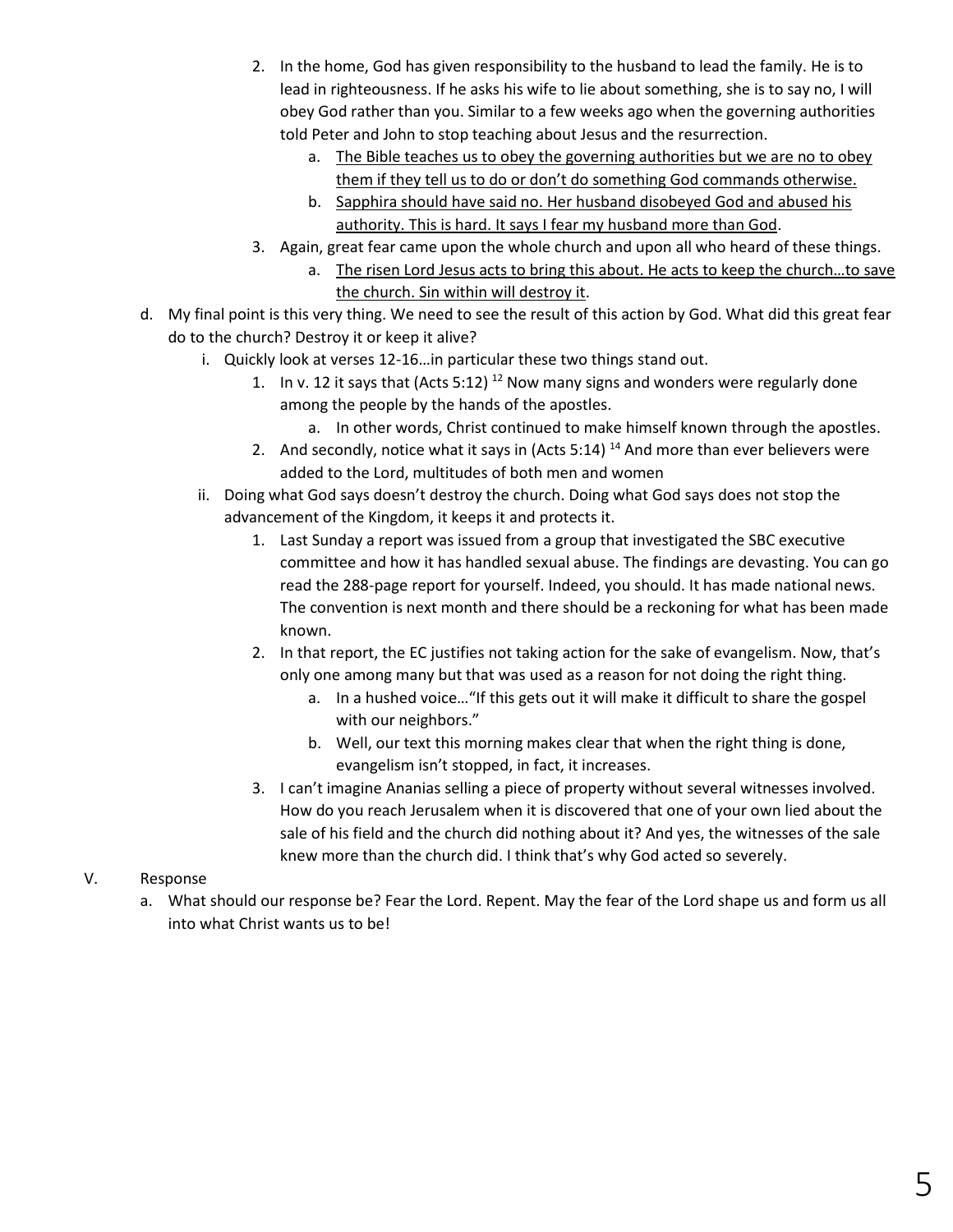2. In the home, God has given responsibility to the husband to lead the family. He is to lead in righteousness. If he asks his wife to lie about something, she is to say no, I will obey God rather than you. Similar to a few weeks ago when the governing authorities told Peter and John to stop teaching about Jesus and the resurrection.
    a. <u>The Bible teaches us to obey the governing authorities but we are no to obey them if they tell us to do or don't do something God commands otherwise.</u>
    b. <u>Sapphira should have said no. Her husband disobeyed God and abused his authority. This is hard. It says I fear my husband more than God</u>.
3. Again, great fear came upon the whole church and upon all who heard of these things.
    a. <u>The risen Lord Jesus acts to bring this about. He acts to keep the church…to save the church. Sin within will destroy it</u>.

d. My final point is this very thing. We need to see the result of this action by God. What did this great fear do to the church? Destroy it or keep it alive?
    i. Quickly look at verses 12-16…in particular these two things stand out.
        1. In v. 12 it says that (Acts 5:12) [12] Now many signs and wonders were regularly done among the people by the hands of the apostles.
            a. In other words, Christ continued to make himself known through the apostles.
        2. And secondly, notice what it says in (Acts 5:14) [14] And more than ever believers were added to the Lord, multitudes of both men and women
    ii. Doing what God says doesn't destroy the church. Doing what God says does not stop the advancement of the Kingdom, it keeps it and protects it.
        1. Last Sunday a report was issued from a group that investigated the SBC executive committee and how it has handled sexual abuse. The findings are devasting. You can go read the 288-page report for yourself. Indeed, you should. It has made national news. The convention is next month and there should be a reckoning for what has been made known.
        2. In that report, the EC justifies not taking action for the sake of evangelism. Now, that's only one among many but that was used as a reason for not doing the right thing.
            a. In a hushed voice…"If this gets out it will make it difficult to share the gospel with our neighbors."
            b. Well, our text this morning makes clear that when the right thing is done, evangelism isn't stopped, in fact, it increases.
        3. I can't imagine Ananias selling a piece of property without several witnesses involved. How do you reach Jerusalem when it is discovered that one of your own lied about the sale of his field and the church did nothing about it? And yes, the witnesses of the sale knew more than the church did. I think that's why God acted so severely.

V. Response
    a. What should our response be? Fear the Lord. Repent. May the fear of the Lord shape us and form us all into what Christ wants us to be!